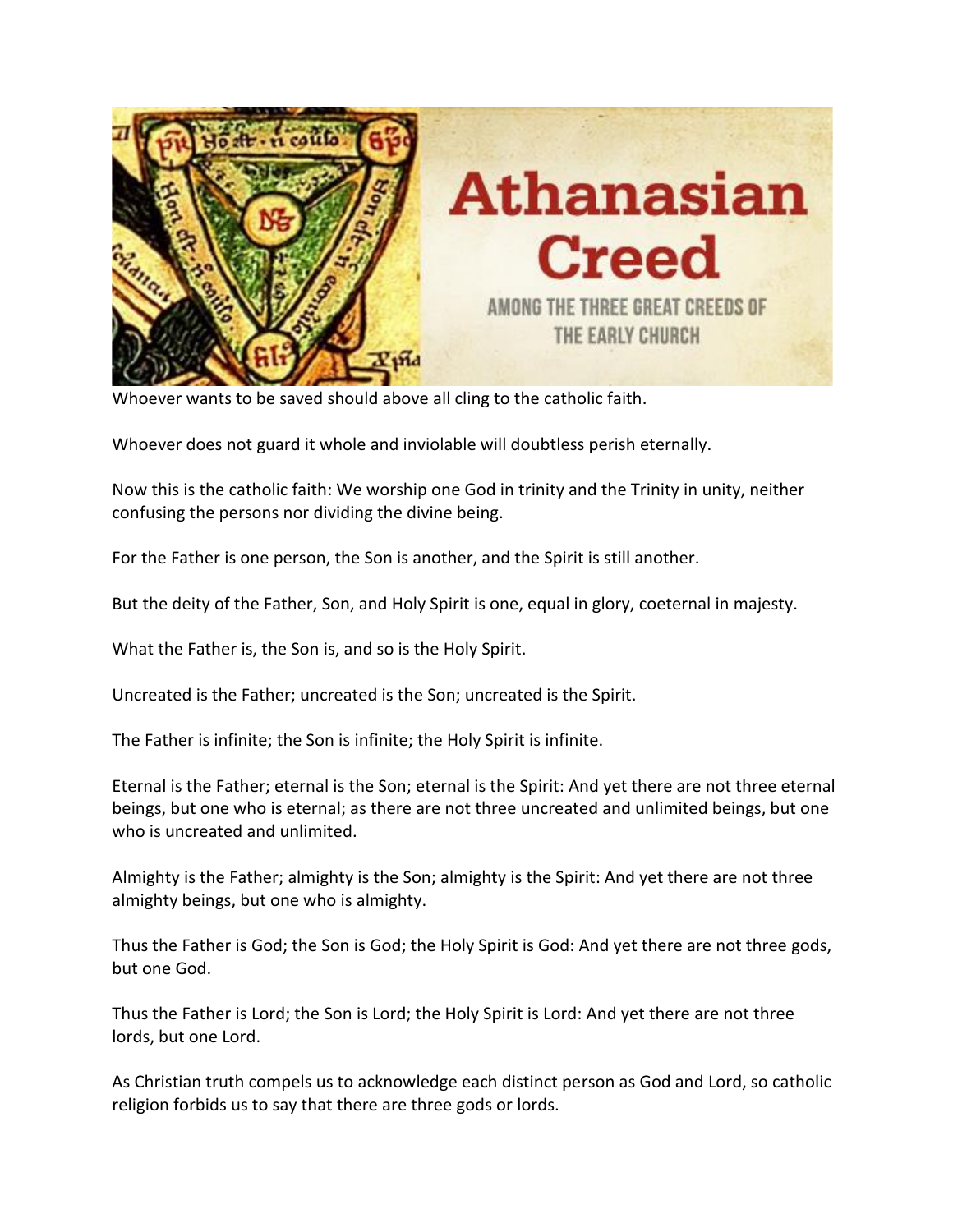# Athanasian Creed

AMONG THE THREE GREAT CREEDS OF THE EARLY CHURCH

Whoever wants to be saved should above all cling to the catholic faith.

Whoever does not guard it whole and inviolable will doubtless perish eternally.

Now this is the catholic faith: We worship one God in trinity and the Trinity in unity, neither confusing the persons nor dividing the divine being.

For the Father is one person, the Son is another, and the Spirit is still another.

But the deity of the Father, Son, and Holy Spirit is one, equal in glory, coeternal in majesty.

What the Father is, the Son is, and so is the Holy Spirit.

Uncreated is the Father; uncreated is the Son; uncreated is the Spirit.

The Father is infinite; the Son is infinite; the Holy Spirit is infinite.

Eternal is the Father; eternal is the Son; eternal is the Spirit: And yet there are not three eternal beings, but one who is eternal; as there are not three uncreated and unlimited beings, but one who is uncreated and unlimited.

Almighty is the Father; almighty is the Son; almighty is the Spirit: And yet there are not three almighty beings, but one who is almighty.

Thus the Father is God; the Son is God; the Holy Spirit is God: And yet there are not three gods, but one God.

Thus the Father is Lord; the Son is Lord; the Holy Spirit is Lord: And yet there are not three lords, but one Lord.

As Christian truth compels us to acknowledge each distinct person as God and Lord, so catholic religion forbids us to say that there are three gods or lords.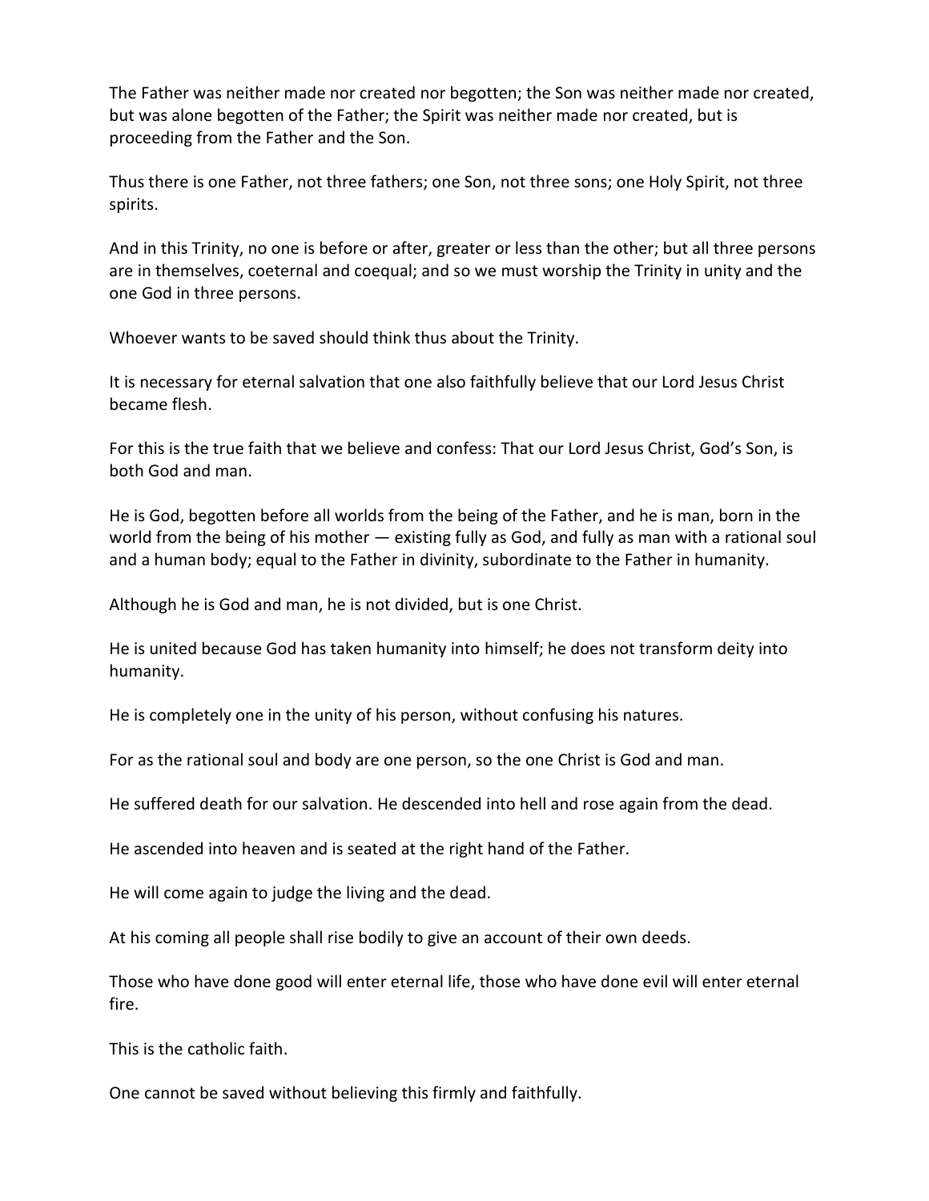The Father was neither made nor created nor begotten; the Son was neither made nor created, but was alone begotten of the Father; the Spirit was neither made nor created, but is proceeding from the Father and the Son.

Thus there is one Father, not three fathers; one Son, not three sons; one Holy Spirit, not three spirits.

And in this Trinity, no one is before or after, greater or less than the other; but all three persons are in themselves, coeternal and coequal; and so we must worship the Trinity in unity and the one God in three persons.

Whoever wants to be saved should think thus about the Trinity.

It is necessary for eternal salvation that one also faithfully believe that our Lord Jesus Christ became flesh.

For this is the true faith that we believe and confess: That our Lord Jesus Christ, God's Son, is both God and man.

He is God, begotten before all worlds from the being of the Father, and he is man, born in the world from the being of his mother — existing fully as God, and fully as man with a rational soul and a human body; equal to the Father in divinity, subordinate to the Father in humanity.

Although he is God and man, he is not divided, but is one Christ.

He is united because God has taken humanity into himself; he does not transform deity into humanity.

He is completely one in the unity of his person, without confusing his natures.

For as the rational soul and body are one person, so the one Christ is God and man.

He suffered death for our salvation. He descended into hell and rose again from the dead.

He ascended into heaven and is seated at the right hand of the Father.

He will come again to judge the living and the dead.

At his coming all people shall rise bodily to give an account of their own deeds.

Those who have done good will enter eternal life, those who have done evil will enter eternal fire.

This is the catholic faith.

One cannot be saved without believing this firmly and faithfully.